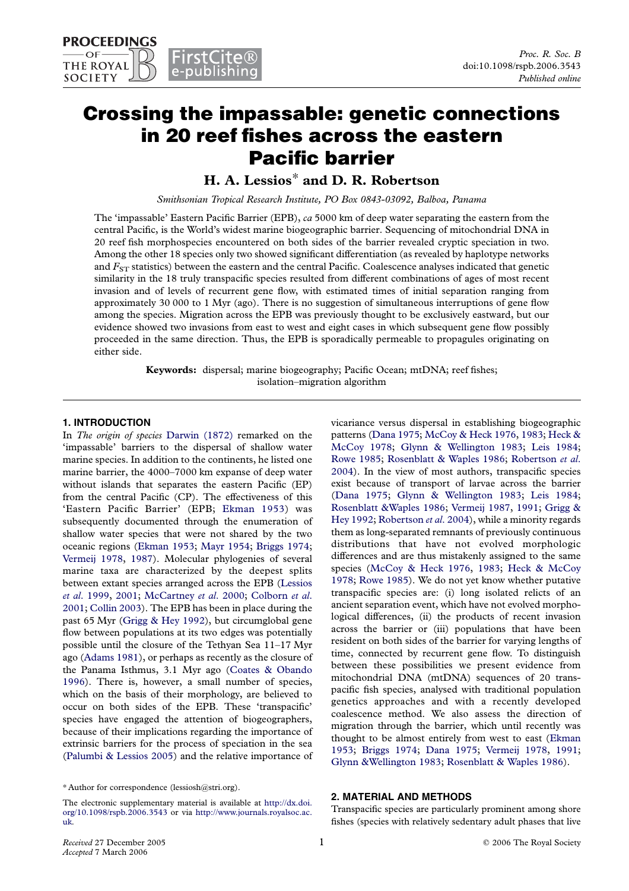# Crossing the impassable: genetic connections in 20 reef fishes across the eastern Pacific barrier

**H. A. Lessios* and D. R. Robertson**

*Smithsonian Tropical Research Institute, PO Box 0843-03092, Balboa, Panama*

The 'impassable' Eastern Pacific Barrier (EPB), *ca* 5000 km of deep water separating the eastern from the central Pacific, is the World's widest marine biogeographic barrier. Sequencing of mitochondrial DNA in 20 reef fish morphospecies encountered on both sides of the barrier revealed cryptic speciation in two. Among the other 18 species only two showed significant differentiation (as revealed by haplotype networks and $F_{ST}$ statistics) between the eastern and the central Pacific. Coalescence analyses indicated that genetic similarity in the 18 truly transpacific species resulted from different combinations of ages of most recent invasion and of levels of recurrent gene flow, with estimated times of initial separation ranging from approximately 30 000 to 1 Myr (ago). There is no suggestion of simultaneous interruptions of gene flow among the species. Migration across the EPB was previously thought to be exclusively eastward, but our evidence showed two invasions from east to west and eight cases in which subsequent gene flow possibly proceeded in the same direction. Thus, the EPB is sporadically permeable to propagules originating on either side.

**Keywords:** dispersal; marine biogeography; Pacific Ocean; mtDNA; reef fishes; isolation–migration algorithm

## 1. INTRODUCTION

In *The origin of species* Darwin (1872) remarked on the 'impassable' barriers to the dispersal of shallow water marine species. In addition to the continents, he listed one marine barrier, the 4000–7000 km expanse of deep water without islands that separates the eastern Pacific (EP) from the central Pacific (CP). The effectiveness of this 'Eastern Pacific Barrier' (EPB; Ekman 1953) was subsequently documented through the enumeration of shallow water species that were not shared by the two oceanic regions (Ekman 1953; Mayr 1954; Briggs 1974; Vermeij 1978, 1987). Molecular phylogenies of several marine taxa are characterized by the deepest splits between extant species arranged across the EPB (Lessios *et al.* 1999, 2001; McCartney *et al.* 2000; Colborn *et al.* 2001; Collin 2003). The EPB has been in place during the past 65 Myr (Grigg & Hey 1992), but circumglobal gene flow between populations at its two edges was potentially possible until the closure of the Tethyan Sea 11–17 Myr ago (Adams 1981), or perhaps as recently as the closure of the Panama Isthmus, 3.1 Myr ago (Coates & Obando 1996). There is, however, a small number of species, which on the basis of their morphology, are believed to occur on both sides of the EPB. These 'transpacific' species have engaged the attention of biogeographers, because of their implications regarding the importance of extrinsic barriers for the process of speciation in the sea (Palumbi & Lessios 2005) and the relative importance of vicariance versus dispersal in establishing biogeographic patterns (Dana 1975; McCoy & Heck 1976, 1983; Heck & McCoy 1978; Glynn & Wellington 1983; Leis 1984; Rowe 1985; Rosenblatt & Waples 1986; Robertson *et al.* 2004). In the view of most authors, transpacific species exist because of transport of larvae across the barrier (Dana 1975; Glynn & Wellington 1983; Leis 1984; Rosenblatt &Waples 1986; Vermeij 1987, 1991; Grigg & Hey 1992; Robertson *et al.* 2004), while a minority regards them as long-separated remnants of previously continuous distributions that have not evolved morphologic differences and are thus mistakenly assigned to the same species (McCoy & Heck 1976, 1983; Heck & McCoy 1978; Rowe 1985). We do not yet know whether putative transpacific species are: (i) long isolated relicts of an ancient separation event, which have not evolved morphological differences, (ii) the products of recent invasion across the barrier or (iii) populations that have been resident on both sides of the barrier for varying lengths of time, connected by recurrent gene flow. To distinguish between these possibilities we present evidence from mitochondrial DNA (mtDNA) sequences of 20 transpacific fish species, analysed with traditional population genetics approaches and with a recently developed coalescence method. We also assess the direction of migration through the barrier, which until recently was thought to be almost entirely from west to east (Ekman 1953; Briggs 1974; Dana 1975; Vermeij 1978, 1991; Glynn &Wellington 1983; Rosenblatt & Waples 1986).

## 2. MATERIAL AND METHODS

Transpacific species are particularly prominent among shore fishes (species with relatively sedentary adult phases that live

* Author for correspondence (lessiosh@stri.org).

The electronic supplementary material is available at http://dx.doi.org/10.1098/rspb.2006.3543 or via http://www.journals.royalsoc.ac.uk.

Received 27 December 2005
Accepted 7 March 2006

© 2006 The Royal Society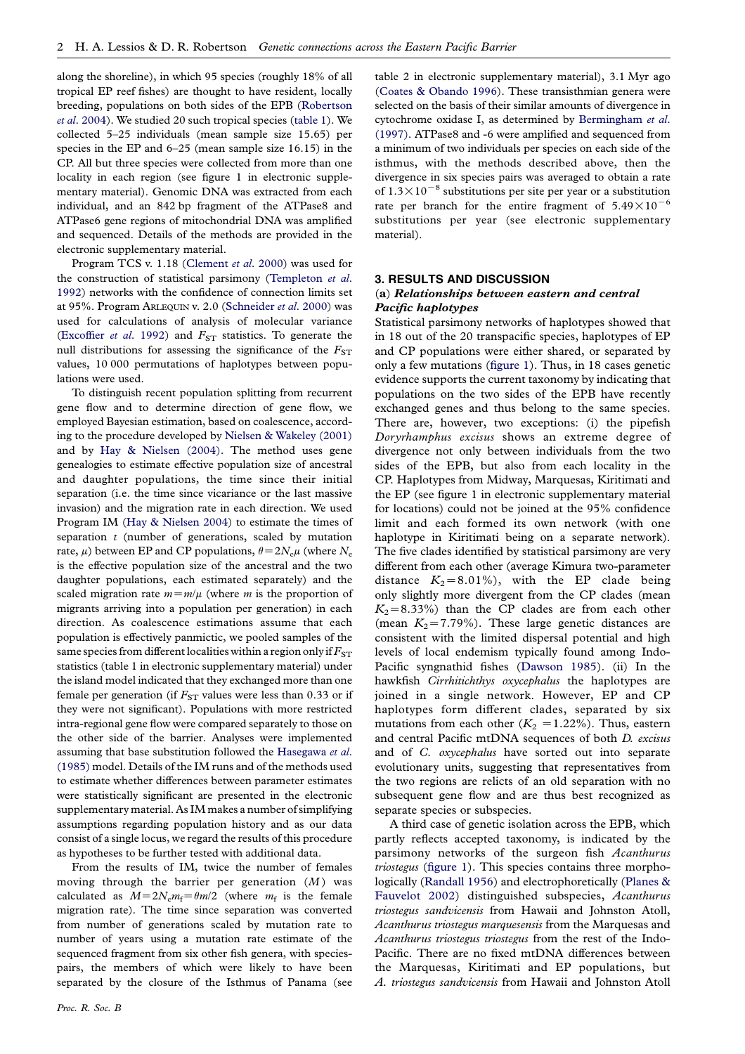along the shoreline), in which 95 species (roughly 18% of all tropical EP reef fishes) are thought to have resident, locally breeding, populations on both sides of the EPB (Robertson *et al*. 2004). We studied 20 such tropical species (table 1). We collected 5–25 individuals (mean sample size 15.65) per species in the EP and 6–25 (mean sample size 16.15) in the CP. All but three species were collected from more than one locality in each region (see figure 1 in electronic supplementary material). Genomic DNA was extracted from each individual, and an 842 bp fragment of the ATPase8 and ATPase6 gene regions of mitochondrial DNA was amplified and sequenced. Details of the methods are provided in the electronic supplementary material.

Program TCS v. 1.18 (Clement *et al*. 2000) was used for the construction of statistical parsimony (Templeton *et al*. 1992) networks with the confidence of connection limits set at 95%. Program ARLEQUIN v. 2.0 (Schneider *et al*. 2000) was used for calculations of analysis of molecular variance (Excoffier *et al*. 1992) and $F_{ST}$ statistics. To generate the null distributions for assessing the significance of the $F_{ST}$ values, 10 000 permutations of haplotypes between populations were used.

To distinguish recent population splitting from recurrent gene flow and to determine direction of gene flow, we employed Bayesian estimation, based on coalescence, according to the procedure developed by Nielsen & Wakeley (2001) and by Hay & Nielsen (2004). The method uses gene genealogies to estimate effective population size of ancestral and daughter populations, the time since their initial separation (i.e. the time since vicariance or the last massive invasion) and the migration rate in each direction. We used Program IM (Hay & Nielsen 2004) to estimate the times of separation $t$ (number of generations, scaled by mutation rate, $\mu$) between EP and CP populations, $\theta = 2N_e\mu$ (where $N_e$ is the effective population size of the ancestral and the two daughter populations, each estimated separately) and the scaled migration rate $m = m/\mu$ (where $m$ is the proportion of migrants arriving into a population per generation) in each direction. As coalescence estimations assume that each population is effectively panmictic, we pooled samples of the same species from different localities within a region only if $F_{ST}$ statistics (table 1 in electronic supplementary material) under the island model indicated that they exchanged more than one female per generation (if $F_{ST}$ values were less than 0.33 or if they were not significant). Populations with more restricted intra-regional gene flow were compared separately to those on the other side of the barrier. Analyses were implemented assuming that base substitution followed the Hasegawa *et al*. (1985) model. Details of the IM runs and of the methods used to estimate whether differences between parameter estimates were statistically significant are presented in the electronic supplementary material. As IM makes a number of simplifying assumptions regarding population history and as our data consist of a single locus, we regard the results of this procedure as hypotheses to be further tested with additional data.

From the results of IM, twice the number of females moving through the barrier per generation ($M$) was calculated as $M = 2N_e m_f = \theta m/2$ (where $m_f$ is the female migration rate). The time since separation was converted from number of generations scaled by mutation rate to number of years using a mutation rate estimate of the sequenced fragment from six other fish genera, with species-pairs, the members of which were likely to have been separated by the closure of the Isthmus of Panama (see table 2 in electronic supplementary material), 3.1 Myr ago (Coates & Obando 1996). These transisthmian genera were selected on the basis of their similar amounts of divergence in cytochrome oxidase I, as determined by Bermingham *et al*. (1997). ATPase8 and -6 were amplified and sequenced from a minimum of two individuals per species on each side of the isthmus, with the methods described above, then the divergence in six species pairs was averaged to obtain a rate of $1.3 \times 10^{-8}$ substitutions per site per year or a substitution rate per branch for the entire fragment of $5.49 \times 10^{-6}$ substitutions per year (see electronic supplementary material).

## 3. RESULTS AND DISCUSSION

### (a) *Relationships between eastern and central Pacific haplotypes*

Statistical parsimony networks of haplotypes showed that in 18 out of the 20 transpacific species, haplotypes of EP and CP populations were either shared, or separated by only a few mutations (figure 1). Thus, in 18 cases genetic evidence supports the current taxonomy by indicating that populations on the two sides of the EPB have recently exchanged genes and thus belong to the same species. There are, however, two exceptions: (i) the pipefish *Doryrhamphus excisus* shows an extreme degree of divergence not only between individuals from the two sides of the EPB, but also from each locality in the CP. Haplotypes from Midway, Marquesas, Kiritimati and the EP (see figure 1 in electronic supplementary material for locations) could not be joined at the 95% confidence limit and each formed its own network (with one haplotype in Kiritimati being on a separate network). The five clades identified by statistical parsimony are very different from each other (average Kimura two-parameter distance $K_2 = 8.01\%$), with the EP clade being only slightly more divergent from the CP clades ($K_2 = 8.33\%$) than the CP clades are from each other (mean $K_2 = 7.79\%$). These large genetic distances are consistent with the limited dispersal potential and high levels of local endemism typically found among Indo-Pacific syngnathid fishes (Dawson 1985). (ii) In the hawkfish *Cirrhitichthys oxycephalus* the haplotypes are joined in a single network. However, EP and CP haplotypes form different clades, separated by six mutations from each other ($K_2 = 1.22\%$). Thus, eastern and central Pacific mtDNA sequences of both *D. excisus* and of *C. oxycephalus* have sorted out into separate evolutionary units, suggesting that representatives from the two regions are relicts of an old separation with no subsequent gene flow and are thus best recognized as separate species or subspecies.

A third case of genetic isolation across the EPB, which partly reflects accepted taxonomy, is indicated by the parsimony networks of the surgeon fish *Acanthurus triostegus* (figure 1). This species contains three morphologically (Randall 1956) and electrophoretically (Planes & Fauvelot 2002) distinguished subspecies, *Acanthurus triostegus sandvicensis* from Hawaii and Johnston Atoll, *Acanthurus triostegus marquesensis* from the Marquesas and *Acanthurus triostegus triostegus* from the rest of the Indo-Pacific. There are no fixed mtDNA differences between the Marquesas, Kiritimati and EP populations, but *A. triostegus sandvicensis* from Hawaii and Johnston Atoll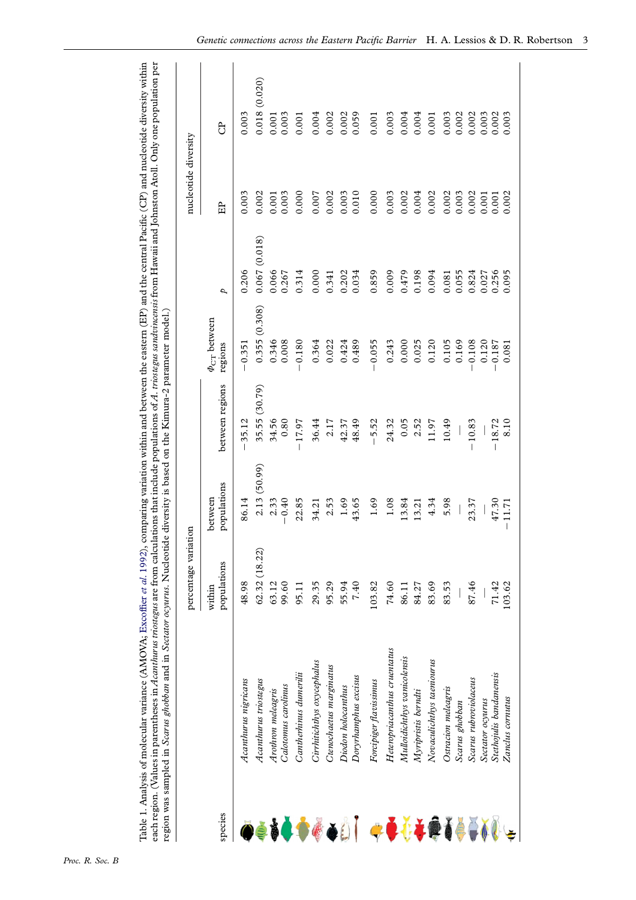Table 1. Analysis of molecular variance (AMOVA; Excoffier *et al.* 1992), comparing variation within and between the eastern (EP) and the central Pacific (CP) and nucleotide diversity within each region. (Values in parentheses in *Acanthurus triostegus* are from calculations that include populations of *A. triostegus sandvicensis* from Hawaii and Johnston Atoll. Only one population per region was sampled in *Scarus ghobban* and in *Sectator ocyurus*. Nucleotide diversity is based on the Kimura-2 parameter model.)

| species | percentage variation | | | $\Phi_{CT}$ between regions | $p$ | nucleotide diversity | |
|---|---|---|---|---|---|---|---|
| | within populations | between populations | between regions | | | EP | CP |
| *Acanthurus nigricans* | 48.98 | 86.14 | −35.12 | −0.351 | 0.206 | 0.003 | 0.003 |
| *Acanthurus triostegus* | 62.32 (18.22) | 2.13 (50.99) | 35.55 (30.79) | 0.355 (0.308) | 0.067 (0.018) | 0.002 | 0.018 (0.020) |
| *Arothron meleagris* | 63.12 | 2.33 | 34.56 | 0.346 | 0.066 | 0.001 | 0.001 |
| *Calotomus carolinus* | 99.60 | −0.40 | 0.80 | 0.008 | 0.267 | 0.003 | 0.003 |
| *Cantherhinus dumerilii* | 95.11 | 22.85 | −17.97 | −0.180 | 0.314 | 0.000 | 0.001 |
| *Cirrhitichthys oxycephalus* | 29.35 | 34.21 | 36.44 | 0.364 | 0.000 | 0.007 | 0.004 |
| *Ctenochaetus marginatus* | 95.29 | 2.53 | 2.17 | 0.022 | 0.341 | 0.002 | 0.002 |
| *Diodon holocanthus* | 55.94 | 1.69 | 42.37 | 0.424 | 0.202 | 0.003 | 0.002 |
| *Doryrhamphus excisus* | 7.40 | 43.65 | 48.49 | 0.489 | 0.034 | 0.010 | 0.059 |
| *Forcipiger flavissimus* | 103.82 | 1.69 | −5.52 | −0.055 | 0.859 | 0.000 | 0.001 |
| *Heteropriacanthus cruentatus* | 74.60 | 1.08 | 24.32 | 0.243 | 0.009 | 0.003 | 0.003 |
| *Mulloidichthys vanicolensis* | 86.11 | 13.84 | 0.05 | 0.000 | 0.479 | 0.002 | 0.004 |
| *Myripristis berndti* | 84.27 | 13.21 | 2.52 | 0.025 | 0.198 | 0.004 | 0.004 |
| *Novaculichthys taeniourus* | 83.69 | 4.34 | 11.97 | 0.120 | 0.094 | 0.002 | 0.001 |
| *Ostracion meleagris* | 83.53 | 5.98 | 10.49 | 0.105 | 0.081 | 0.002 | 0.003 |
| *Scarus ghobban* | — | — | — | 0.169 | 0.055 | 0.003 | 0.002 |
| *Scarus rubroviolaceus* | 87.46 | 23.37 | −10.83 | −0.108 | 0.824 | 0.002 | 0.002 |
| *Sectator ocyurus* | — | — | — | 0.120 | 0.027 | 0.001 | 0.003 |
| *Stethojulis bandanensis* | 71.42 | 47.30 | −18.72 | −0.187 | 0.256 | 0.001 | 0.002 |
| *Zanclus cornutus* | 103.62 | −11.71 | 8.10 | 0.081 | 0.095 | 0.002 | 0.003 |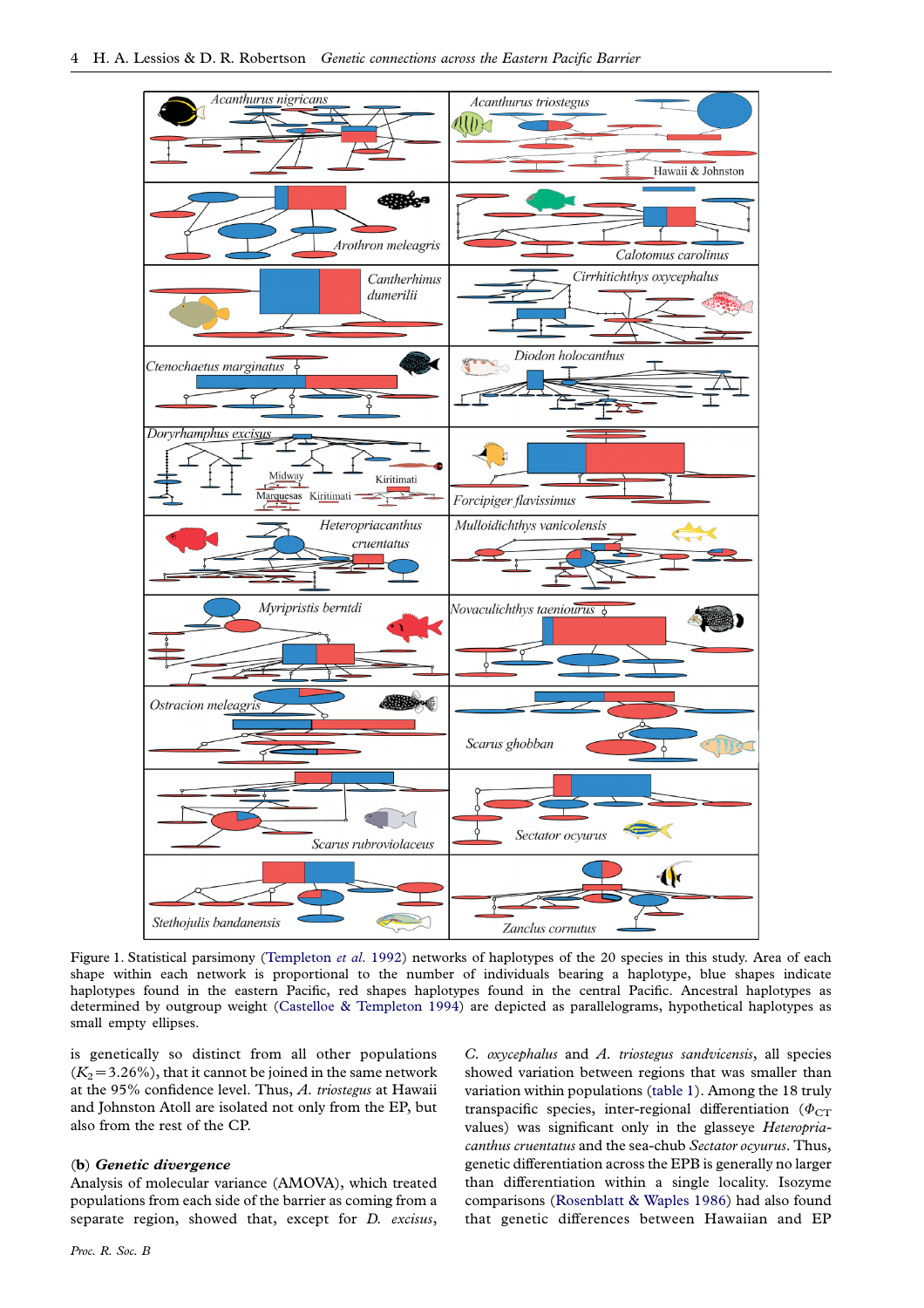Figure 1. Statistical parsimony (Templeton *et al.* 1992) networks of haplotypes of the 20 species in this study. Area of each shape within each network is proportional to the number of individuals bearing a haplotype, blue shapes indicate haplotypes found in the eastern Pacific, red shapes haplotypes found in the central Pacific. Ancestral haplotypes as determined by outgroup weight (Castelloe & Templeton 1994) are depicted as parallelograms, hypothetical haplotypes as small empty ellipses.

is genetically so distinct from all other populations ($K_2 = 3.26\%$), that it cannot be joined in the same network at the 95% confidence level. Thus, *A. triostegus* at Hawaii and Johnston Atoll are isolated not only from the EP, but also from the rest of the CP.

### (b) *Genetic divergence*

Analysis of molecular variance (AMOVA), which treated populations from each side of the barrier as coming from a separate region, showed that, except for *D. excisus*, *C. oxycephalus* and *A. triostegus sandvicensis*, all species showed variation between regions that was smaller than variation within populations (table 1). Among the 18 truly transpacific species, inter-regional differentiation ($\Phi_{CT}$ values) was significant only in the glasseye *Heteropriacanthus cruentatus* and the sea-chub *Sectator ocyurus*. Thus, genetic differentiation across the EPB is generally no larger than differentiation within a single locality. Isozyme comparisons (Rosenblatt & Waples 1986) had also found that genetic differences between Hawaiian and EP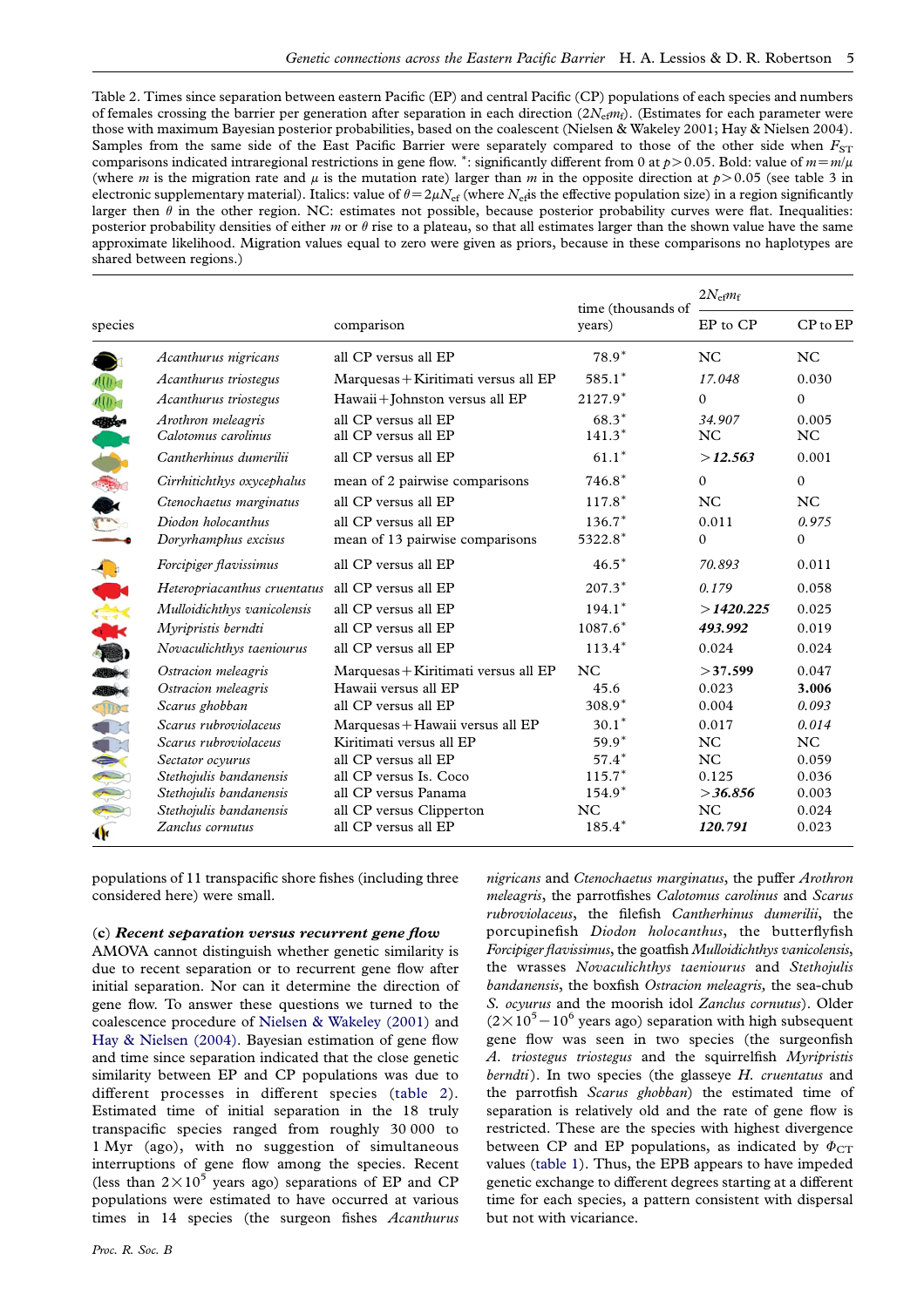Table 2. Times since separation between eastern Pacific (EP) and central Pacific (CP) populations of each species and numbers of females crossing the barrier per generation after separation in each direction ($2N_{ef}m_f$). (Estimates for each parameter were those with maximum Bayesian posterior probabilities, based on the coalescent (Nielsen & Wakeley 2001; Hay & Nielsen 2004). Samples from the same side of the East Pacific Barrier were separately compared to those of the other side when $F_{ST}$ comparisons indicated intraregional restrictions in gene flow. *: significantly different from 0 at $p>0.05$. Bold: value of $m=m/\mu$ (where $m$ is the migration rate and $\mu$ is the mutation rate) larger than $m$ in the opposite direction at $p>0.05$ (see table 3 in electronic supplementary material). Italics: value of $\theta=2\mu N_{ef}$ (where $N_{ef}$ is the effective population size) in a region significantly larger then $\theta$ in the other region. NC: estimates not possible, because posterior probability curves were flat. Inequalities: posterior probability densities of either $m$ or $\theta$ rise to a plateau, so that all estimates larger than the shown value have the same approximate likelihood. Migration values equal to zero were given as priors, because in these comparisons no haplotypes are shared between regions.)

| species | comparison | time (thousands of years) | $2N_{ef}m_f$ | |
|---|---|---|---|---|
| | | | EP to CP | CP to EP |
| *Acanthurus nigricans* | all CP versus all EP | 78.9* | NC | NC |
| *Acanthurus triostegus* | Marquesas + Kiritimati versus all EP | 585.1* | *17.048* | 0.030 |
| *Acanthurus triostegus* | Hawaii + Johnston versus all EP | 2127.9* | 0 | 0 |
| *Arothron meleagris* | all CP versus all EP | 68.3* | *34.907* | 0.005 |
| *Calotomus carolinus* | all CP versus all EP | 141.3* | NC | NC |
| *Cantherhinus dumerilii* | all CP versus all EP | 61.1* | ***>12.563*** | 0.001 |
| *Cirrhitichthys oxycephalus* | mean of 2 pairwise comparisons | 746.8* | 0 | 0 |
| *Ctenochaetus marginatus* | all CP versus all EP | 117.8* | NC | NC |
| *Diodon holocanthus* | all CP versus all EP | 136.7* | 0.011 | *0.975* |
| *Doryrhamphus excisus* | mean of 13 pairwise comparisons | 5322.8* | 0 | 0 |
| *Forcipiger flavissimus* | all CP versus all EP | 46.5* | *70.893* | 0.011 |
| *Heteropriacanthus cruentatus* | all CP versus all EP | 207.3* | *0.179* | 0.058 |
| *Mulloidichthys vanicolensis* | all CP versus all EP | 194.1* | ***>1420.225*** | 0.025 |
| *Myripristis berndti* | all CP versus all EP | 1087.6* | ***493.992*** | 0.019 |
| *Novaculichthys taeniourus* | all CP versus all EP | 113.4* | 0.024 | 0.024 |
| *Ostracion meleagris* | Marquesas + Kiritimati versus all EP | NC | *>37.599* | 0.047 |
| *Ostracion meleagris* | Hawaii versus all EP | 45.6 | 0.023 | **3.006** |
| *Scarus ghobban* | all CP versus all EP | 308.9* | 0.004 | *0.093* |
| *Scarus rubroviolaceus* | Marquesas + Hawaii versus all EP | 30.1* | 0.017 | *0.014* |
| *Scarus rubroviolaceus* | Kiritimati versus all EP | 59.9* | NC | NC |
| *Sectator ocyurus* | all CP versus all EP | 57.4* | NC | 0.059 |
| *Stethojulis bandanensis* | all CP versus Is. Coco | 115.7* | 0.125 | 0.036 |
| *Stethojulis bandanensis* | all CP versus Panama | 154.9* | ***>36.856*** | 0.003 |
| *Stethojulis bandanensis* | all CP versus Clipperton | NC | NC | 0.024 |
| *Zanclus cornutus* | all CP versus all EP | 185.4* | ***120.791*** | 0.023 |

populations of 11 transpacific shore fishes (including three considered here) were small.

### (c) *Recent separation versus recurrent gene flow*

AMOVA cannot distinguish whether genetic similarity is due to recent separation or to recurrent gene flow after initial separation. Nor can it determine the direction of gene flow. To answer these questions we turned to the coalescence procedure of Nielsen & Wakeley (2001) and Hay & Nielsen (2004). Bayesian estimation of gene flow and time since separation indicated that the close genetic similarity between EP and CP populations was due to different processes in different species (table 2). Estimated time of initial separation in the 18 truly transpacific species ranged from roughly 30 000 to 1 Myr (ago), with no suggestion of simultaneous interruptions of gene flow among the species. Recent (less than $2\times10^5$ years ago) separations of EP and CP populations were estimated to have occurred at various times in 14 species (the surgeon fishes *Acanthurus nigricans* and *Ctenochaetus marginatus*, the puffer *Arothron meleagris*, the parrotfishes *Calotomus carolinus* and *Scarus rubroviolaceus*, the filefish *Cantherhinus dumerilii*, the porcupinefish *Diodon holocanthus*, the butterflyfish *Forcipiger flavissimus*, the goatfish *Mulloidichthys vanicolensis*, the wrasses *Novaculichthys taeniourus* and *Stethojulis bandanensis*, the boxfish *Ostracion meleagris*, the sea-chub *S. ocyurus* and the moorish idol *Zanclus cornutus*). Older ($2\times10^5-10^6$ years ago) separation with high subsequent gene flow was seen in two species (the surgeonfish *A. triostegus triostegus* and the squirrelfish *Myripristis berndti*). In two species (the glasseye *H. cruentatus* and the parrotfish *Scarus ghobban*) the estimated time of separation is relatively old and the rate of gene flow is restricted. These are the species with highest divergence between CP and EP populations, as indicated by $\Phi_{CT}$ values (table 1). Thus, the EPB appears to have impeded genetic exchange to different degrees starting at a different time for each species, a pattern consistent with dispersal but not with vicariance.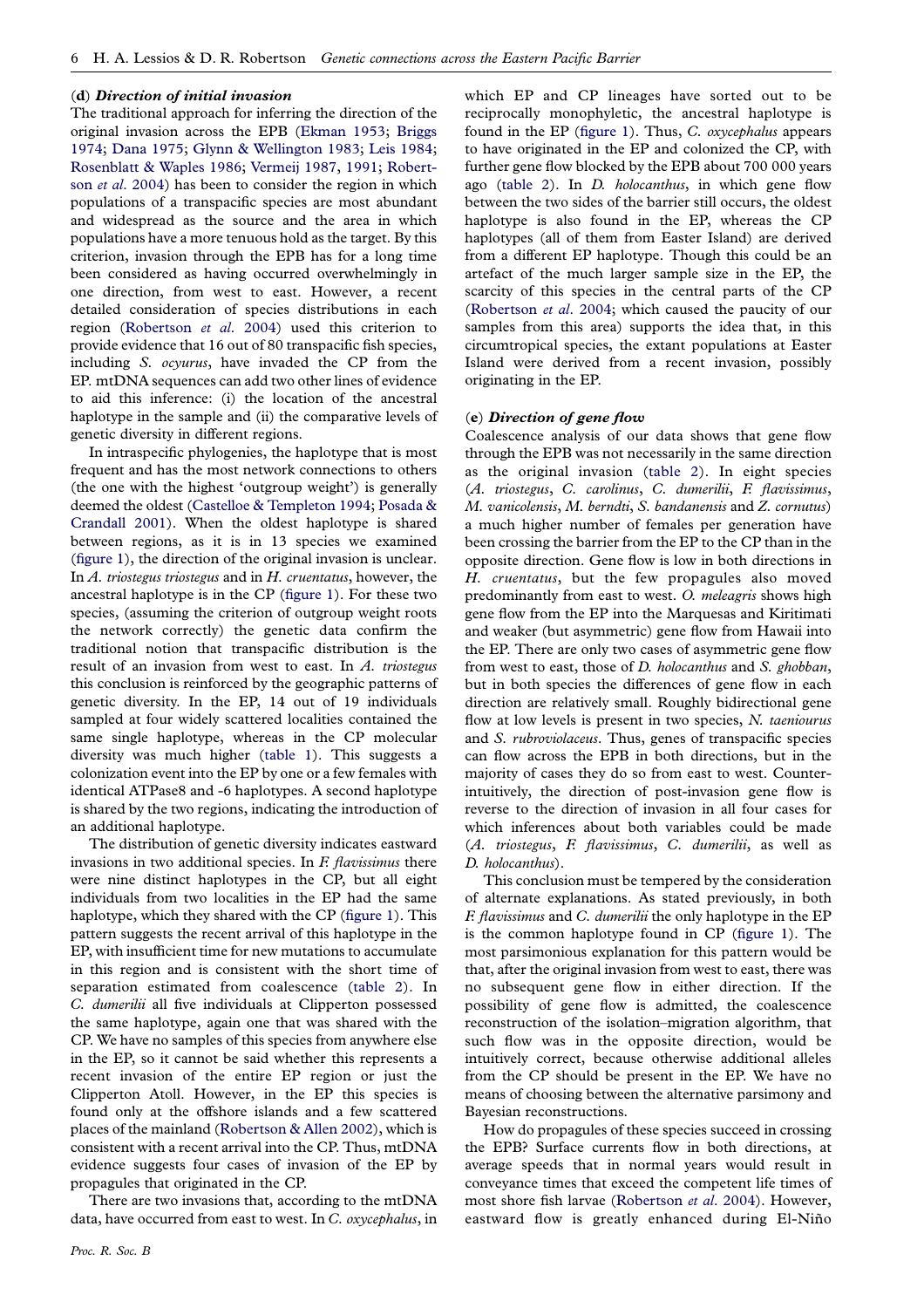### (d) *Direction of initial invasion*

The traditional approach for inferring the direction of the original invasion across the EPB (Ekman 1953; Briggs 1974; Dana 1975; Glynn & Wellington 1983; Leis 1984; Rosenblatt & Waples 1986; Vermeij 1987, 1991; Robertson *et al*. 2004) has been to consider the region in which populations of a transpacific species are most abundant and widespread as the source and the area in which populations have a more tenuous hold as the target. By this criterion, invasion through the EPB has for a long time been considered as having occurred overwhelmingly in one direction, from west to east. However, a recent detailed consideration of species distributions in each region (Robertson *et al*. 2004) used this criterion to provide evidence that 16 out of 80 transpacific fish species, including *S. ocyurus*, have invaded the CP from the EP. mtDNA sequences can add two other lines of evidence to aid this inference: (i) the location of the ancestral haplotype in the sample and (ii) the comparative levels of genetic diversity in different regions.

In intraspecific phylogenies, the haplotype that is most frequent and has the most network connections to others (the one with the highest 'outgroup weight') is generally deemed the oldest (Castelloe & Templeton 1994; Posada & Crandall 2001). When the oldest haplotype is shared between regions, as it is in 13 species we examined (figure 1), the direction of the original invasion is unclear. In *A. triostegus triostegus* and in *H. cruentatus*, however, the ancestral haplotype is in the CP (figure 1). For these two species, (assuming the criterion of outgroup weight roots the network correctly) the genetic data confirm the traditional notion that transpacific distribution is the result of an invasion from west to east. In *A. triostegus* this conclusion is reinforced by the geographic patterns of genetic diversity. In the EP, 14 out of 19 individuals sampled at four widely scattered localities contained the same single haplotype, whereas in the CP molecular diversity was much higher (table 1). This suggests a colonization event into the EP by one or a few females with identical ATPase8 and -6 haplotypes. A second haplotype is shared by the two regions, indicating the introduction of an additional haplotype.

The distribution of genetic diversity indicates eastward invasions in two additional species. In *F. flavissimus* there were nine distinct haplotypes in the CP, but all eight individuals from two localities in the EP had the same haplotype, which they shared with the CP (figure 1). This pattern suggests the recent arrival of this haplotype in the EP, with insufficient time for new mutations to accumulate in this region and is consistent with the short time of separation estimated from coalescence (table 2). In *C. dumerilii* all five individuals at Clipperton possessed the same haplotype, again one that was shared with the CP. We have no samples of this species from anywhere else in the EP, so it cannot be said whether this represents a recent invasion of the entire EP region or just the Clipperton Atoll. However, in the EP this species is found only at the offshore islands and a few scattered places of the mainland (Robertson & Allen 2002), which is consistent with a recent arrival into the CP. Thus, mtDNA evidence suggests four cases of invasion of the EP by propagules that originated in the CP.

There are two invasions that, according to the mtDNA data, have occurred from east to west. In *C. oxycephalus*, in which EP and CP lineages have sorted out to be reciprocally monophyletic, the ancestral haplotype is found in the EP (figure 1). Thus, *C. oxycephalus* appears to have originated in the EP and colonized the CP, with further gene flow blocked by the EPB about 700 000 years ago (table 2). In *D. holocanthus*, in which gene flow between the two sides of the barrier still occurs, the oldest haplotype is also found in the EP, whereas the CP haplotypes (all of them from Easter Island) are derived from a different EP haplotype. Though this could be an artefact of the much larger sample size in the EP, the scarcity of this species in the central parts of the CP (Robertson *et al*. 2004; which caused the paucity of our samples from this area) supports the idea that, in this circumtropical species, the extant populations at Easter Island were derived from a recent invasion, possibly originating in the EP.

### (e) *Direction of gene flow*

Coalescence analysis of our data shows that gene flow through the EPB was not necessarily in the same direction as the original invasion (table 2). In eight species (*A. triostegus*, *C. carolinus*, *C. dumerilii*, *F. flavissimus*, *M. vanicolensis*, *M. berndti*, *S. bandanensis* and *Z. cornutus*) a much higher number of females per generation have been crossing the barrier from the EP to the CP than in the opposite direction. Gene flow is low in both directions in *H. cruentatus*, but the few propagules also moved predominantly from east to west. *O. meleagris* shows high gene flow from the EP into the Marquesas and Kiritimati and weaker (but asymmetric) gene flow from Hawaii into the EP. There are only two cases of asymmetric gene flow from west to east, those of *D. holocanthus* and *S. ghobban*, but in both species the differences of gene flow in each direction are relatively small. Roughly bidirectional gene flow at low levels is present in two species, *N. taeniourus* and *S. rubroviolaceus*. Thus, genes of transpacific species can flow across the EPB in both directions, but in the majority of cases they do so from east to west. Counter-intuitively, the direction of post-invasion gene flow is reverse to the direction of invasion in all four cases for which inferences about both variables could be made (*A. triostegus*, *F. flavissimus*, *C. dumerilii*, as well as *D. holocanthus*).

This conclusion must be tempered by the consideration of alternate explanations. As stated previously, in both *F. flavissimus* and *C. dumerilii* the only haplotype in the EP is the common haplotype found in CP (figure 1). The most parsimonious explanation for this pattern would be that, after the original invasion from west to east, there was no subsequent gene flow in either direction. If the possibility of gene flow is admitted, the coalescence reconstruction of the isolation–migration algorithm, that such flow was in the opposite direction, would be intuitively correct, because otherwise additional alleles from the CP should be present in the EP. We have no means of choosing between the alternative parsimony and Bayesian reconstructions.

How do propagules of these species succeed in crossing the EPB? Surface currents flow in both directions, at average speeds that in normal years would result in conveyance times that exceed the competent life times of most shore fish larvae (Robertson *et al*. 2004). However, eastward flow is greatly enhanced during El-Niño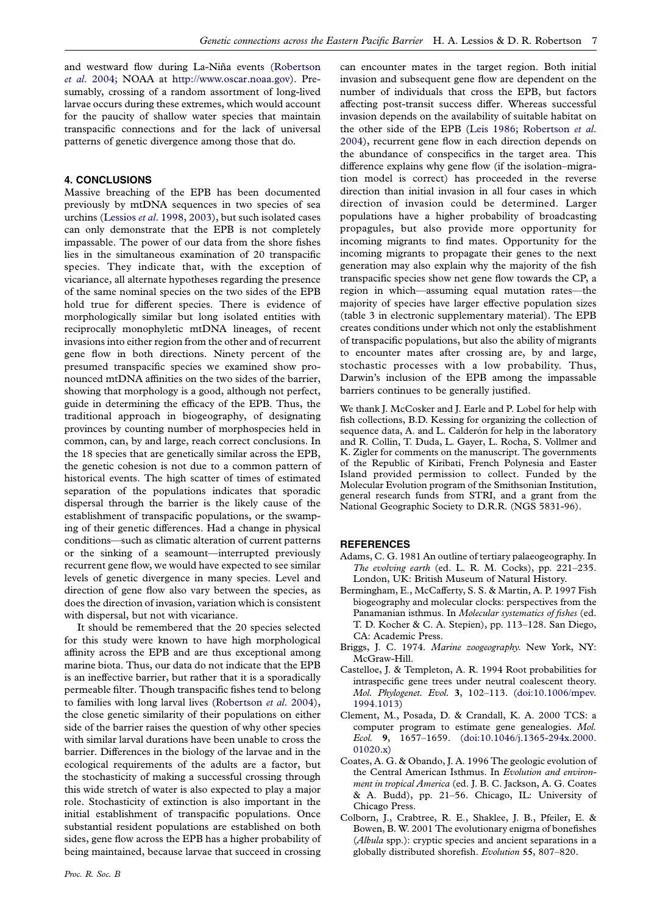and westward flow during La-Niña events (Robertson *et al*. 2004; NOAA at http://www.oscar.noaa.gov). Presumably, crossing of a random assortment of long-lived larvae occurs during these extremes, which would account for the paucity of shallow water species that maintain transpacific connections and for the lack of universal patterns of genetic divergence among those that do.

## 4. CONCLUSIONS

Massive breaching of the EPB has been documented previously by mtDNA sequences in two species of sea urchins (Lessios *et al*. 1998, 2003), but such isolated cases can only demonstrate that the EPB is not completely impassable. The power of our data from the shore fishes lies in the simultaneous examination of 20 transpacific species. They indicate that, with the exception of vicariance, all alternate hypotheses regarding the presence of the same nominal species on the two sides of the EPB hold true for different species. There is evidence of morphologically similar but long isolated entities with reciprocally monophyletic mtDNA lineages, of recent invasions into either region from the other and of recurrent gene flow in both directions. Ninety percent of the presumed transpacific species we examined show pronounced mtDNA affinities on the two sides of the barrier, showing that morphology is a good, although not perfect, guide in determining the efficacy of the EPB. Thus, the traditional approach in biogeography, of designating provinces by counting number of morphospecies held in common, can, by and large, reach correct conclusions. In the 18 species that are genetically similar across the EPB, the genetic cohesion is not due to a common pattern of historical events. The high scatter of times of estimated separation of the populations indicates that sporadic dispersal through the barrier is the likely cause of the establishment of transpacific populations, or the swamping of their genetic differences. Had a change in physical conditions—such as climatic alteration of current patterns or the sinking of a seamount—interrupted previously recurrent gene flow, we would have expected to see similar levels of genetic divergence in many species. Level and direction of gene flow also vary between the species, as does the direction of invasion, variation which is consistent with dispersal, but not with vicariance.

It should be remembered that the 20 species selected for this study were known to have high morphological affinity across the EPB and are thus exceptional among marine biota. Thus, our data do not indicate that the EPB is an ineffective barrier, but rather that it is a sporadically permeable filter. Though transpacific fishes tend to belong to families with long larval lives (Robertson *et al*. 2004), the close genetic similarity of their populations on either side of the barrier raises the question of why other species with similar larval durations have been unable to cross the barrier. Differences in the biology of the larvae and in the ecological requirements of the adults are a factor, but the stochasticity of making a successful crossing through this wide stretch of water is also expected to play a major role. Stochasticity of extinction is also important in the initial establishment of transpacific populations. Once substantial resident populations are established on both sides, gene flow across the EPB has a higher probability of being maintained, because larvae that succeed in crossing can encounter mates in the target region. Both initial invasion and subsequent gene flow are dependent on the number of individuals that cross the EPB, but factors affecting post-transit success differ. Whereas successful invasion depends on the availability of suitable habitat on the other side of the EPB (Leis 1986; Robertson *et al*. 2004), recurrent gene flow in each direction depends on the abundance of conspecifics in the target area. This difference explains why gene flow (if the isolation–migration model is correct) has proceeded in the reverse direction than initial invasion in all four cases in which direction of invasion could be determined. Larger populations have a higher probability of broadcasting propagules, but also provide more opportunity for incoming migrants to find mates. Opportunity for the incoming migrants to propagate their genes to the next generation may also explain why the majority of the fish transpacific species show net gene flow towards the CP, a region in which—assuming equal mutation rates—the majority of species have larger effective population sizes (table 3 in electronic supplementary material). The EPB creates conditions under which not only the establishment of transpacific populations, but also the ability of migrants to encounter mates after crossing are, by and large, stochastic processes with a low probability. Thus, Darwin's inclusion of the EPB among the impassable barriers continues to be generally justified.

We thank J. McCosker and J. Earle and P. Lobel for help with fish collections, B.D. Kessing for organizing the collection of sequence data, A. and L. Calderón for help in the laboratory and R. Collin, T. Duda, L. Gayer, L. Rocha, S. Vollmer and K. Zigler for comments on the manuscript. The governments of the Republic of Kiribati, French Polynesia and Easter Island provided permission to collect. Funded by the Molecular Evolution program of the Smithsonian Institution, general research funds from STRI, and a grant from the National Geographic Society to D.R.R. (NGS 5831-96).

## REFERENCES

Adams, C. G. 1981 An outline of tertiary palaeogeography. In *The evolving earth* (ed. L. R. M. Cocks), pp. 221–235. London, UK: British Museum of Natural History.

Bermingham, E., McCafferty, S. S. & Martin, A. P. 1997 Fish biogeography and molecular clocks: perspectives from the Panamanian isthmus. In *Molecular systematics of fishes* (ed. T. D. Kocher & C. A. Stepien), pp. 113–128. San Diego, CA: Academic Press.

Briggs, J. C. 1974. *Marine zoogeography*. New York, NY: McGraw-Hill.

Castelloe, J. & Templeton, A. R. 1994 Root probabilities for intraspecific gene trees under neutral coalescent theory. *Mol. Phylogenet. Evol.* **3**, 102–113. (doi:10.1006/mpev.1994.1013)

Clement, M., Posada, D. & Crandall, K. A. 2000 TCS: a computer program to estimate gene genealogies. *Mol. Ecol.* **9**, 1657–1659. (doi:10.1046/j.1365-294x.2000.01020.x)

Coates, A. G. & Obando, J. A. 1996 The geologic evolution of the Central American Isthmus. In *Evolution and environment in tropical America* (ed. J. B. C. Jackson, A. G. Coates & A. Budd), pp. 21–56. Chicago, IL: University of Chicago Press.

Colborn, J., Crabtree, R. E., Shaklee, J. B., Pfeiler, E. & Bowen, B. W. 2001 The evolutionary enigma of bonefishes (*Albula* spp.): cryptic species and ancient separations in a globally distributed shorefish. *Evolution* **55**, 807–820.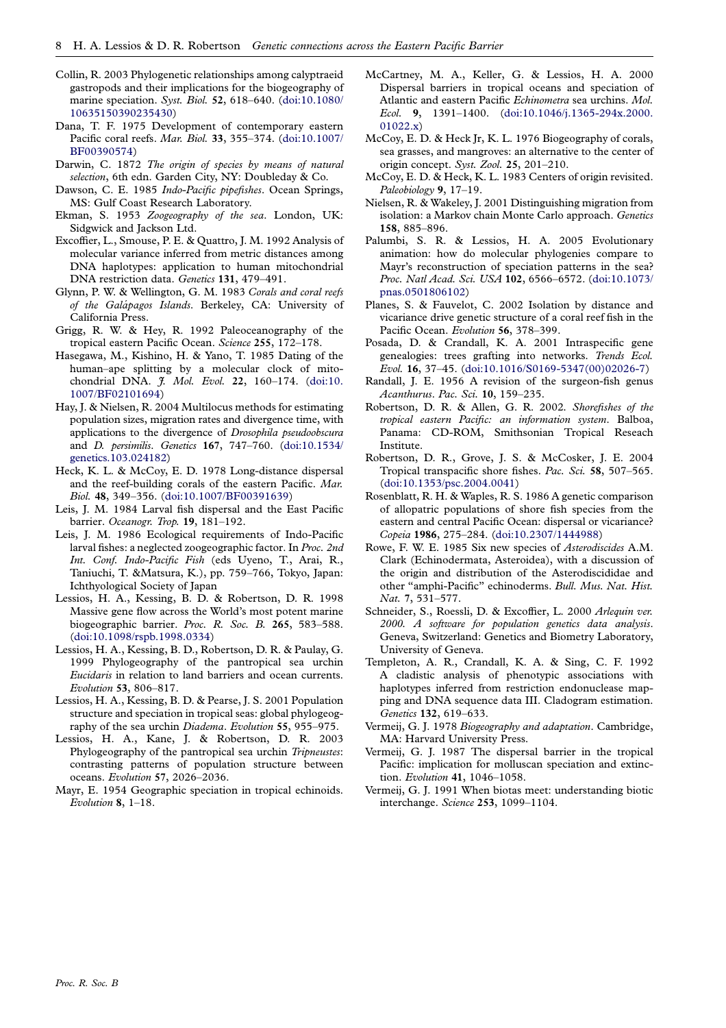Collin, R. 2003 Phylogenetic relationships among calyptraeid gastropods and their implications for the biogeography of marine speciation. *Syst. Biol.* **52**, 618–640. (doi:10.1080/10635150390235430)

Dana, T. F. 1975 Development of contemporary eastern Pacific coral reefs. *Mar. Biol.* **33**, 355–374. (doi:10.1007/BF00390574)

Darwin, C. 1872 *The origin of species by means of natural selection*, 6th edn. Garden City, NY: Doubleday & Co.

Dawson, C. E. 1985 *Indo-Pacific pipefishes*. Ocean Springs, MS: Gulf Coast Research Laboratory.

Ekman, S. 1953 *Zoogeography of the sea*. London, UK: Sidgwick and Jackson Ltd.

Excoffier, L., Smouse, P. E. & Quattro, J. M. 1992 Analysis of molecular variance inferred from metric distances among DNA haplotypes: application to human mitochondrial DNA restriction data. *Genetics* **131**, 479–491.

Glynn, P. W. & Wellington, G. M. 1983 *Corals and coral reefs of the Galápagos Islands*. Berkeley, CA: University of California Press.

Grigg, R. W. & Hey, R. 1992 Paleoceanography of the tropical eastern Pacific Ocean. *Science* **255**, 172–178.

Hasegawa, M., Kishino, H. & Yano, T. 1985 Dating of the human–ape splitting by a molecular clock of mitochondrial DNA. *J. Mol. Evol.* **22**, 160–174. (doi:10.1007/BF02101694)

Hay, J. & Nielsen, R. 2004 Multilocus methods for estimating population sizes, migration rates and divergence time, with applications to the divergence of *Drosophila pseudoobscura* and *D. persimilis*. *Genetics* **167**, 747–760. (doi:10.1534/genetics.103.024182)

Heck, K. L. & McCoy, E. D. 1978 Long-distance dispersal and the reef-building corals of the eastern Pacific. *Mar. Biol.* **48**, 349–356. (doi:10.1007/BF00391639)

Leis, J. M. 1984 Larval fish dispersal and the East Pacific barrier. *Oceanogr. Trop.* **19**, 181–192.

Leis, J. M. 1986 Ecological requirements of Indo-Pacific larval fishes: a neglected zoogeographic factor. In *Proc. 2nd Int. Conf. Indo-Pacific Fish* (eds Uyeno, T., Arai, R., Taniuchi, T. &Matsura, K.), pp. 759–766, Tokyo, Japan: Ichthyological Society of Japan

Lessios, H. A., Kessing, B. D. & Robertson, D. R. 1998 Massive gene flow across the World's most potent marine biogeographic barrier. *Proc. R. Soc. B.* **265**, 583–588. (doi:10.1098/rspb.1998.0334)

Lessios, H. A., Kessing, B. D., Robertson, D. R. & Paulay, G. 1999 Phylogeography of the pantropical sea urchin *Eucidaris* in relation to land barriers and ocean currents. *Evolution* **53**, 806–817.

Lessios, H. A., Kessing, B. D. & Pearse, J. S. 2001 Population structure and speciation in tropical seas: global phylogeography of the sea urchin *Diadema*. *Evolution* **55**, 955–975.

Lessios, H. A., Kane, J. & Robertson, D. R. 2003 Phylogeography of the pantropical sea urchin *Tripneustes*: contrasting patterns of population structure between oceans. *Evolution* **57**, 2026–2036.

Mayr, E. 1954 Geographic speciation in tropical echinoids. *Evolution* **8**, 1–18.

McCartney, M. A., Keller, G. & Lessios, H. A. 2000 Dispersal barriers in tropical oceans and speciation of Atlantic and eastern Pacific *Echinometra* sea urchins. *Mol. Ecol.* **9**, 1391–1400. (doi:10.1046/j.1365-294x.2000.01022.x)

McCoy, E. D. & Heck Jr, K. L. 1976 Biogeography of corals, sea grasses, and mangroves: an alternative to the center of origin concept. *Syst. Zool.* **25**, 201–210.

McCoy, E. D. & Heck, K. L. 1983 Centers of origin revisited. *Paleobiology* **9**, 17–19.

Nielsen, R. & Wakeley, J. 2001 Distinguishing migration from isolation: a Markov chain Monte Carlo approach. *Genetics* **158**, 885–896.

Palumbi, S. R. & Lessios, H. A. 2005 Evolutionary animation: how do molecular phylogenies compare to Mayr's reconstruction of speciation patterns in the sea? *Proc. Natl Acad. Sci. USA* **102**, 6566–6572. (doi:10.1073/pnas.0501806102)

Planes, S. & Fauvelot, C. 2002 Isolation by distance and vicariance drive genetic structure of a coral reef fish in the Pacific Ocean. *Evolution* **56**, 378–399.

Posada, D. & Crandall, K. A. 2001 Intraspecific gene genealogies: trees grafting into networks. *Trends Ecol. Evol.* **16**, 37–45. (doi:10.1016/S0169-5347(00)02026-7)

Randall, J. E. 1956 A revision of the surgeon-fish genus *Acanthurus*. *Pac. Sci.* **10**, 159–235.

Robertson, D. R. & Allen, G. R. 2002. *Shorefishes of the tropical eastern Pacific: an information system*. Balboa, Panama: CD-ROM, Smithsonian Tropical Reseach Institute.

Robertson, D. R., Grove, J. S. & McCosker, J. E. 2004 Tropical transpacific shore fishes. *Pac. Sci.* **58**, 507–565. (doi:10.1353/psc.2004.0041)

Rosenblatt, R. H. & Waples, R. S. 1986 A genetic comparison of allopatric populations of shore fish species from the eastern and central Pacific Ocean: dispersal or vicariance? *Copeia* **1986**, 275–284. (doi:10.2307/1444988)

Rowe, F. W. E. 1985 Six new species of *Asterodiscides* A.M. Clark (Echinodermata, Asteroidea), with a discussion of the origin and distribution of the Asterodiscididae and other "amphi-Pacific" echinoderms. *Bull. Mus. Nat. Hist. Nat.* 7, 531–577.

Schneider, S., Roessli, D. & Excoffier, L. 2000 *Arlequin ver. 2000. A software for population genetics data analysis*. Geneva, Switzerland: Genetics and Biometry Laboratory, University of Geneva.

Templeton, A. R., Crandall, K. A. & Sing, C. F. 1992 A cladistic analysis of phenotypic associations with haplotypes inferred from restriction endonuclease mapping and DNA sequence data III. Cladogram estimation. *Genetics* **132**, 619–633.

Vermeij, G. J. 1978 *Biogeography and adaptation*. Cambridge, MA: Harvard University Press.

Vermeij, G. J. 1987 The dispersal barrier in the tropical Pacific: implication for molluscan speciation and extinction. *Evolution* **41**, 1046–1058.

Vermeij, G. J. 1991 When biotas meet: understanding biotic interchange. *Science* **253**, 1099–1104.